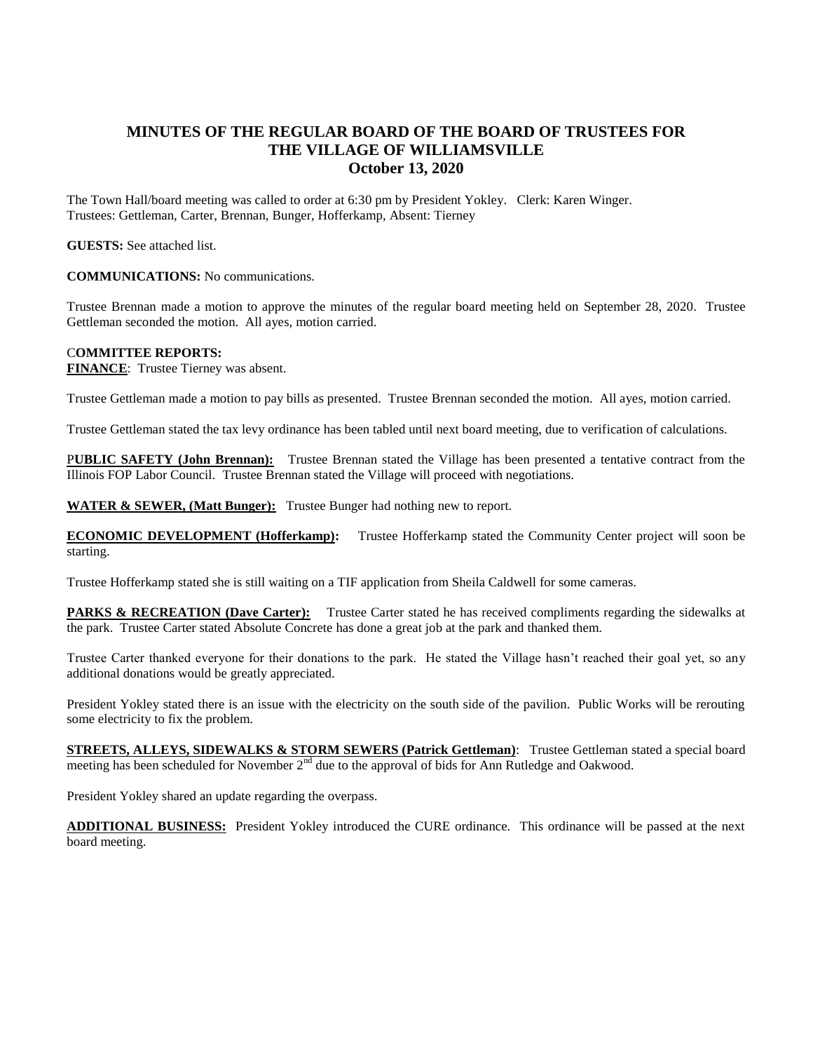# MINUTES OF THE REGULAR BOARD OF THE BOARD OF TRUSTEES FOR THE VILLAGE OF WILLIAMSVILLE
## October 13, 2020

The Town Hall/board meeting was called to order at 6:30 pm by President Yokley. Clerk: Karen Winger. Trustees: Gettleman, Carter, Brennan, Bunger, Hofferkamp, Absent: Tierney

**GUESTS:** See attached list.

**COMMUNICATIONS:** No communications.

Trustee Brennan made a motion to approve the minutes of the regular board meeting held on September 28, 2020. Trustee Gettleman seconded the motion. All ayes, motion carried.

**COMMITTEE REPORTS:**

**FINANCE**: Trustee Tierney was absent.

Trustee Gettleman made a motion to pay bills as presented. Trustee Brennan seconded the motion. All ayes, motion carried.

Trustee Gettleman stated the tax levy ordinance has been tabled until next board meeting, due to verification of calculations.

**PUBLIC SAFETY (John Brennan):** Trustee Brennan stated the Village has been presented a tentative contract from the Illinois FOP Labor Council. Trustee Brennan stated the Village will proceed with negotiations.

**WATER & SEWER, (Matt Bunger):** Trustee Bunger had nothing new to report.

**ECONOMIC DEVELOPMENT (Hofferkamp):** Trustee Hofferkamp stated the Community Center project will soon be starting.

Trustee Hofferkamp stated she is still waiting on a TIF application from Sheila Caldwell for some cameras.

**PARKS & RECREATION (Dave Carter):** Trustee Carter stated he has received compliments regarding the sidewalks at the park. Trustee Carter stated Absolute Concrete has done a great job at the park and thanked them.

Trustee Carter thanked everyone for their donations to the park. He stated the Village hasn't reached their goal yet, so any additional donations would be greatly appreciated.

President Yokley stated there is an issue with the electricity on the south side of the pavilion. Public Works will be rerouting some electricity to fix the problem.

**STREETS, ALLEYS, SIDEWALKS & STORM SEWERS (Patrick Gettleman)**: Trustee Gettleman stated a special board meeting has been scheduled for November 2nd due to the approval of bids for Ann Rutledge and Oakwood.

President Yokley shared an update regarding the overpass.

**ADDITIONAL BUSINESS:** President Yokley introduced the CURE ordinance. This ordinance will be passed at the next board meeting.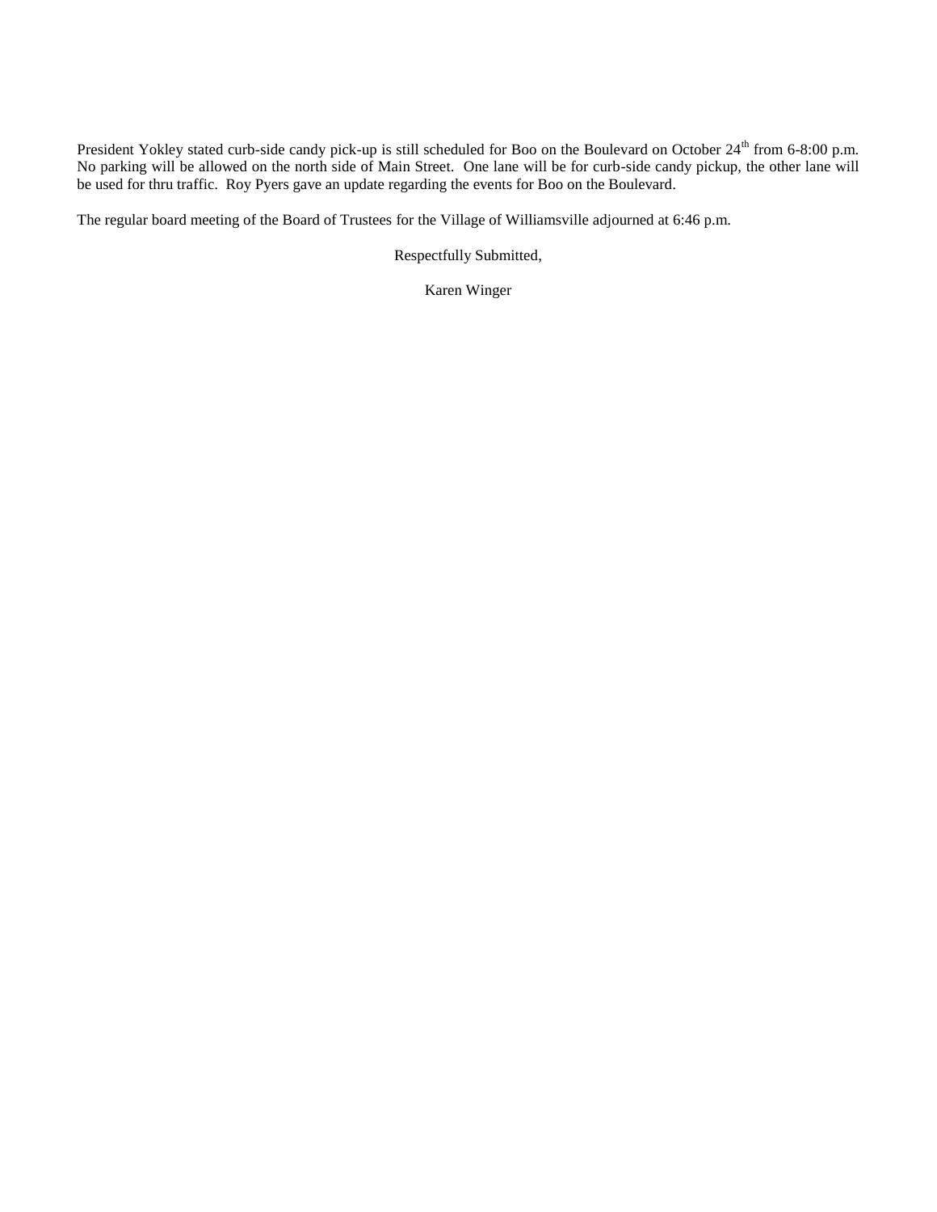President Yokley stated curb-side candy pick-up is still scheduled for Boo on the Boulevard on October 24th from 6-8:00 p.m. No parking will be allowed on the north side of Main Street. One lane will be for curb-side candy pickup, the other lane will be used for thru traffic. Roy Pyers gave an update regarding the events for Boo on the Boulevard.

The regular board meeting of the Board of Trustees for the Village of Williamsville adjourned at 6:46 p.m.

Respectfully Submitted,

Karen Winger